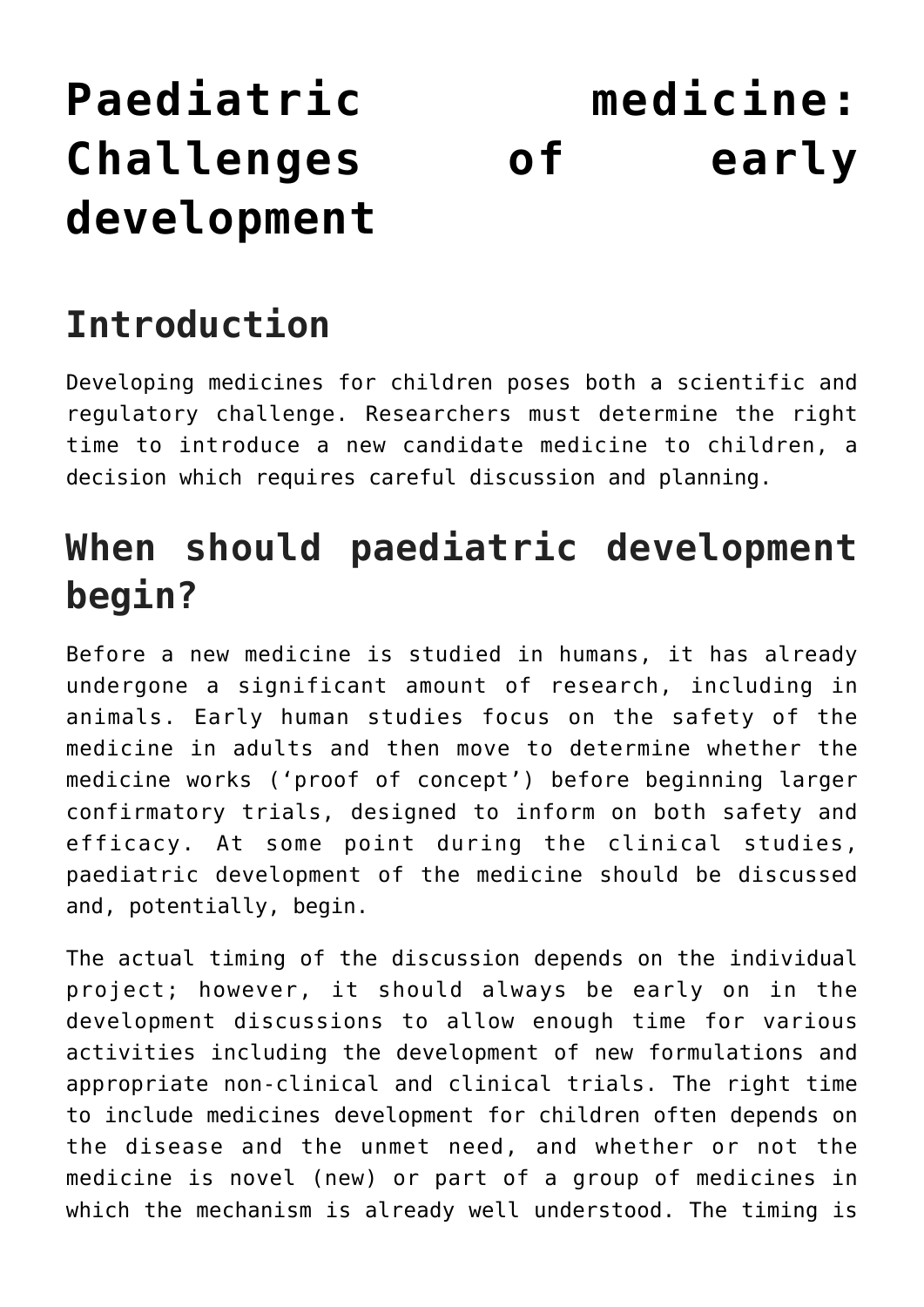# Paediatric medicine: Challenges of early development

## Introduction

Developing medicines for children poses both a scientific and regulatory challenge. Researchers must determine the right time to introduce a new candidate medicine to children, a decision which requires careful discussion and planning.

## When should paediatric development begin?

Before a new medicine is studied in humans, it has already undergone a significant amount of research, including in animals. Early human studies focus on the safety of the medicine in adults and then move to determine whether the medicine works ('proof of concept') before beginning larger confirmatory trials, designed to inform on both safety and efficacy. At some point during the clinical studies, paediatric development of the medicine should be discussed and, potentially, begin.

The actual timing of the discussion depends on the individual project; however, it should always be early on in the development discussions to allow enough time for various activities including the development of new formulations and appropriate non-clinical and clinical trials. The right time to include medicines development for children often depends on the disease and the unmet need, and whether or not the medicine is novel (new) or part of a group of medicines in which the mechanism is already well understood. The timing is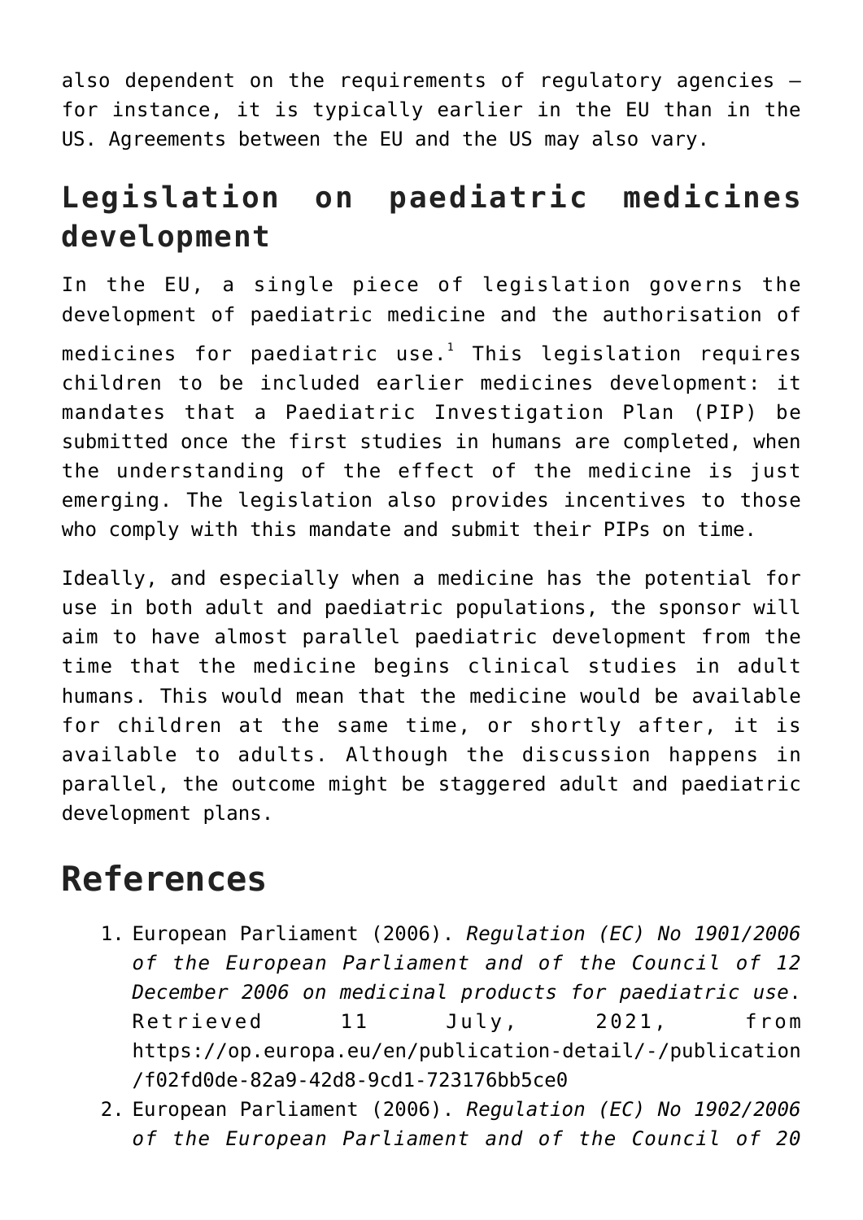also dependent on the requirements of regulatory agencies – for instance, it is typically earlier in the EU than in the US. Agreements between the EU and the US may also vary.

## Legislation on paediatric medicines development

In the EU, a single piece of legislation governs the development of paediatric medicine and the authorisation of medicines for paediatric use.[1] This legislation requires children to be included earlier medicines development: it mandates that a Paediatric Investigation Plan (PIP) be submitted once the first studies in humans are completed, when the understanding of the effect of the medicine is just emerging. The legislation also provides incentives to those who comply with this mandate and submit their PIPs on time.

Ideally, and especially when a medicine has the potential for use in both adult and paediatric populations, the sponsor will aim to have almost parallel paediatric development from the time that the medicine begins clinical studies in adult humans. This would mean that the medicine would be available for children at the same time, or shortly after, it is available to adults. Although the discussion happens in parallel, the outcome might be staggered adult and paediatric development plans.

# References

1. European Parliament (2006). *Regulation (EC) No 1901/2006 of the European Parliament and of the Council of 12 December 2006 on medicinal products for paediatric use*. Retrieved 11 July, 2021, from https://op.europa.eu/en/publication-detail/-/publication/f02fd0de-82a9-42d8-9cd1-723176bb5ce0
2. European Parliament (2006). *Regulation (EC) No 1902/2006 of the European Parliament and of the Council of 20*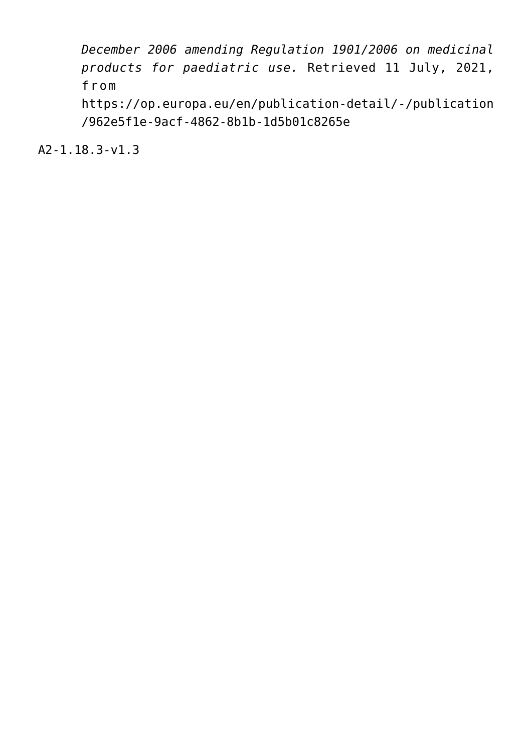*December 2006 amending Regulation 1901/2006 on medicinal products for paediatric use.* Retrieved 11 July, 2021, from https://op.europa.eu/en/publication-detail/-/publication/962e5f1e-9acf-4862-8b1b-1d5b01c8265e

A2-1.18.3-v1.3